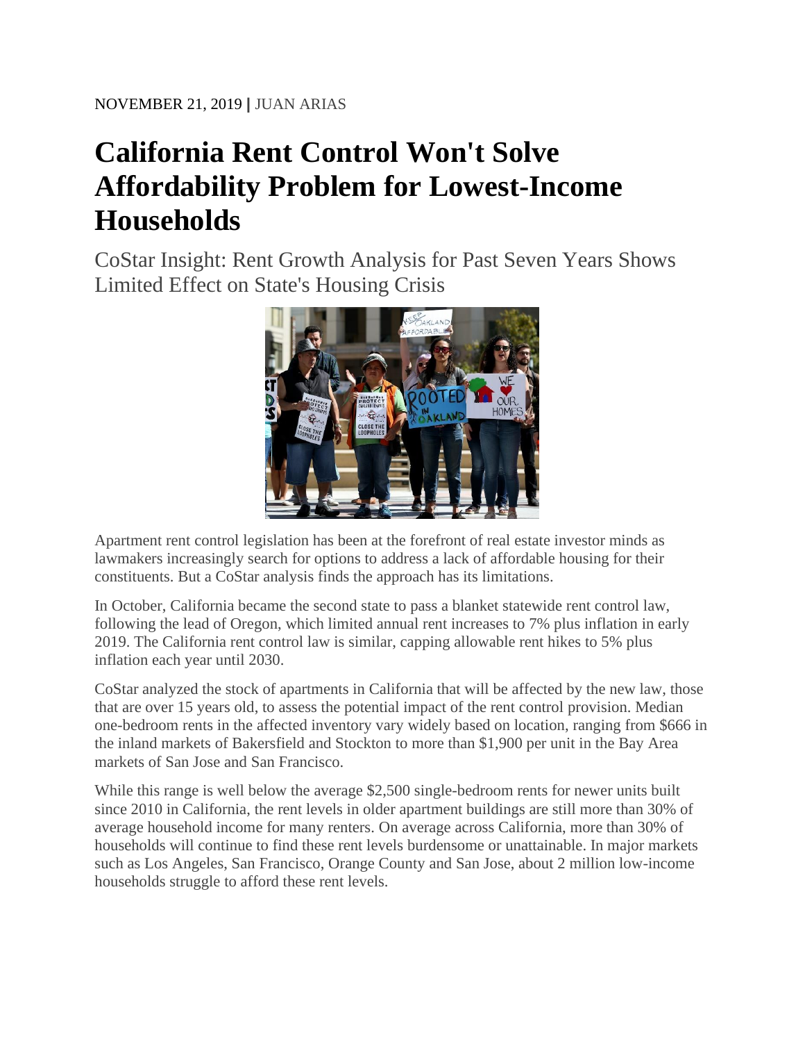NOVEMBER 21, 2019 | JUAN ARIAS

# California Rent Control Won't Solve Affordability Problem for Lowest-Income Households

## CoStar Insight: Rent Growth Analysis for Past Seven Years Shows Limited Effect on State's Housing Crisis

Apartment rent control legislation has been at the forefront of real estate investor minds as lawmakers increasingly search for options to address a lack of affordable housing for their constituents. But a CoStar analysis finds the approach has its limitations.

In October, California became the second state to pass a blanket statewide rent control law, following the lead of Oregon, which limited annual rent increases to 7% plus inflation in early 2019. The California rent control law is similar, capping allowable rent hikes to 5% plus inflation each year until 2030.

CoStar analyzed the stock of apartments in California that will be affected by the new law, those that are over 15 years old, to assess the potential impact of the rent control provision. Median one-bedroom rents in the affected inventory vary widely based on location, ranging from $666 in the inland markets of Bakersfield and Stockton to more than $1,900 per unit in the Bay Area markets of San Jose and San Francisco.

While this range is well below the average $2,500 single-bedroom rents for newer units built since 2010 in California, the rent levels in older apartment buildings are still more than 30% of average household income for many renters. On average across California, more than 30% of households will continue to find these rent levels burdensome or unattainable. In major markets such as Los Angeles, San Francisco, Orange County and San Jose, about 2 million low-income households struggle to afford these rent levels.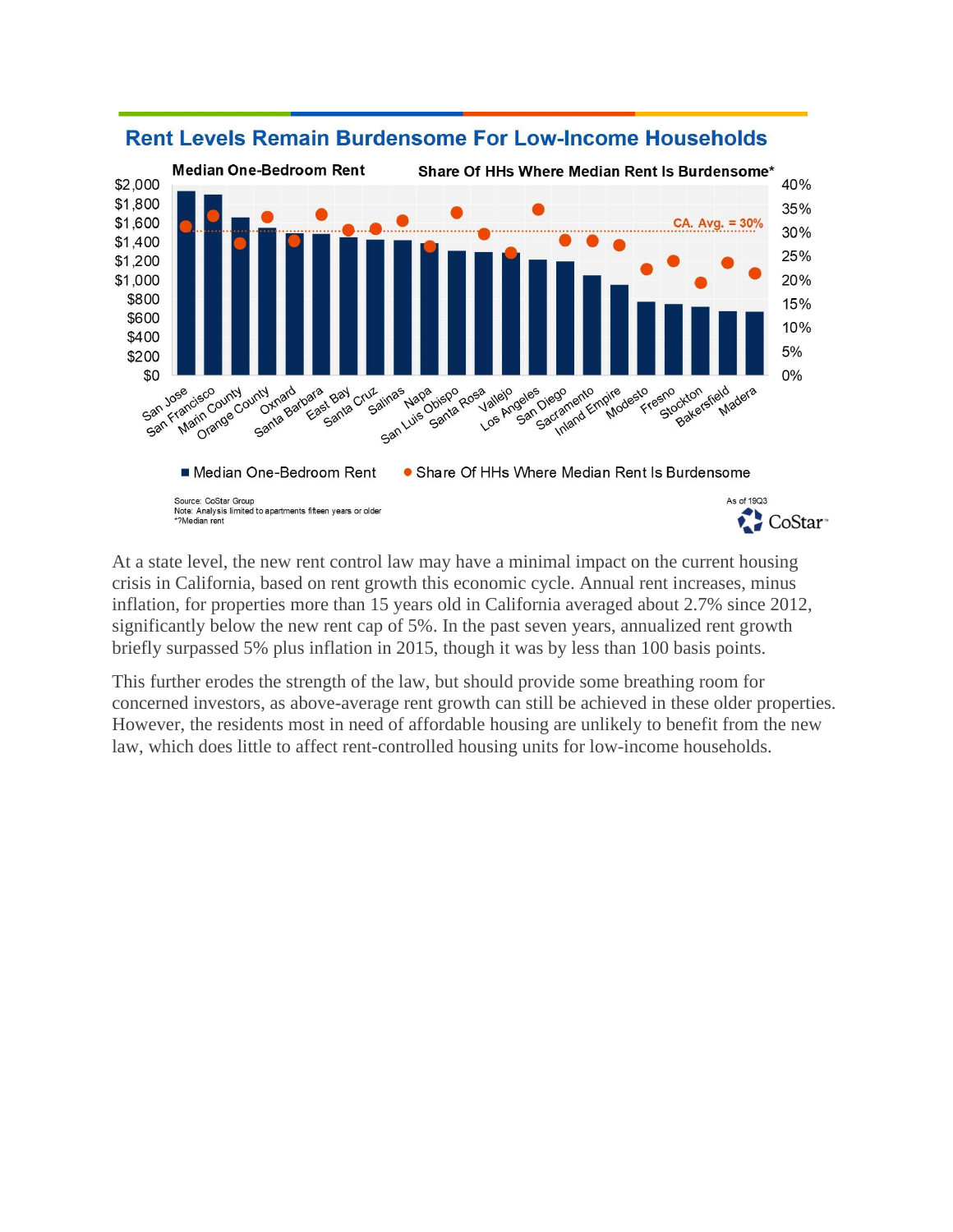## Rent Levels Remain Burdensome For Low-Income Households

**Median One-Bedroom Rent** | **Share Of HHs Where Median Rent Is Burdensome***

CA. Avg. = 30%

■ Median One-Bedroom Rent ● Share Of HHs Where Median Rent Is Burdensome

Source: CoStar Group
Note: Analysis limited to apartments fifteen years or older
*?Median rent

As of 19Q3

CoStar

At a state level, the new rent control law may have a minimal impact on the current housing crisis in California, based on rent growth this economic cycle. Annual rent increases, minus inflation, for properties more than 15 years old in California averaged about 2.7% since 2012, significantly below the new rent cap of 5%. In the past seven years, annualized rent growth briefly surpassed 5% plus inflation in 2015, though it was by less than 100 basis points.

This further erodes the strength of the law, but should provide some breathing room for concerned investors, as above-average rent growth can still be achieved in these older properties. However, the residents most in need of affordable housing are unlikely to benefit from the new law, which does little to affect rent-controlled housing units for low-income households.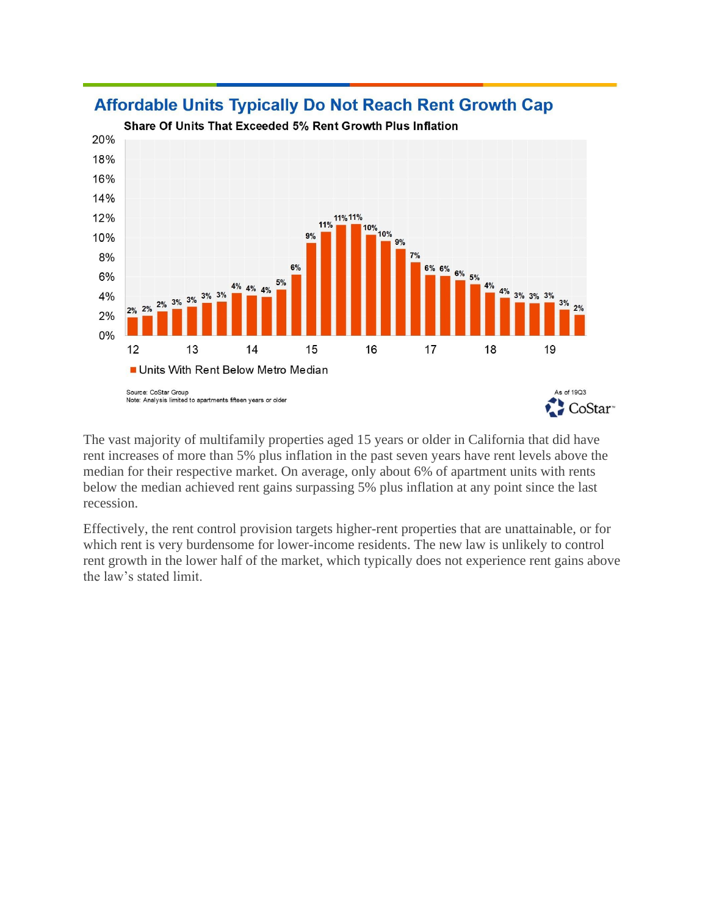## Affordable Units Typically Do Not Reach Rent Growth Cap

**Share Of Units That Exceeded 5% Rent Growth Plus Inflation**

■ Units With Rent Below Metro Median

Source: CoStar Group
Note: Analysis limited to apartments fifteen years or older

As of 19Q3

The vast majority of multifamily properties aged 15 years or older in California that did have rent increases of more than 5% plus inflation in the past seven years have rent levels above the median for their respective market. On average, only about 6% of apartment units with rents below the median achieved rent gains surpassing 5% plus inflation at any point since the last recession.

Effectively, the rent control provision targets higher-rent properties that are unattainable, or for which rent is very burdensome for lower-income residents. The new law is unlikely to control rent growth in the lower half of the market, which typically does not experience rent gains above the law's stated limit.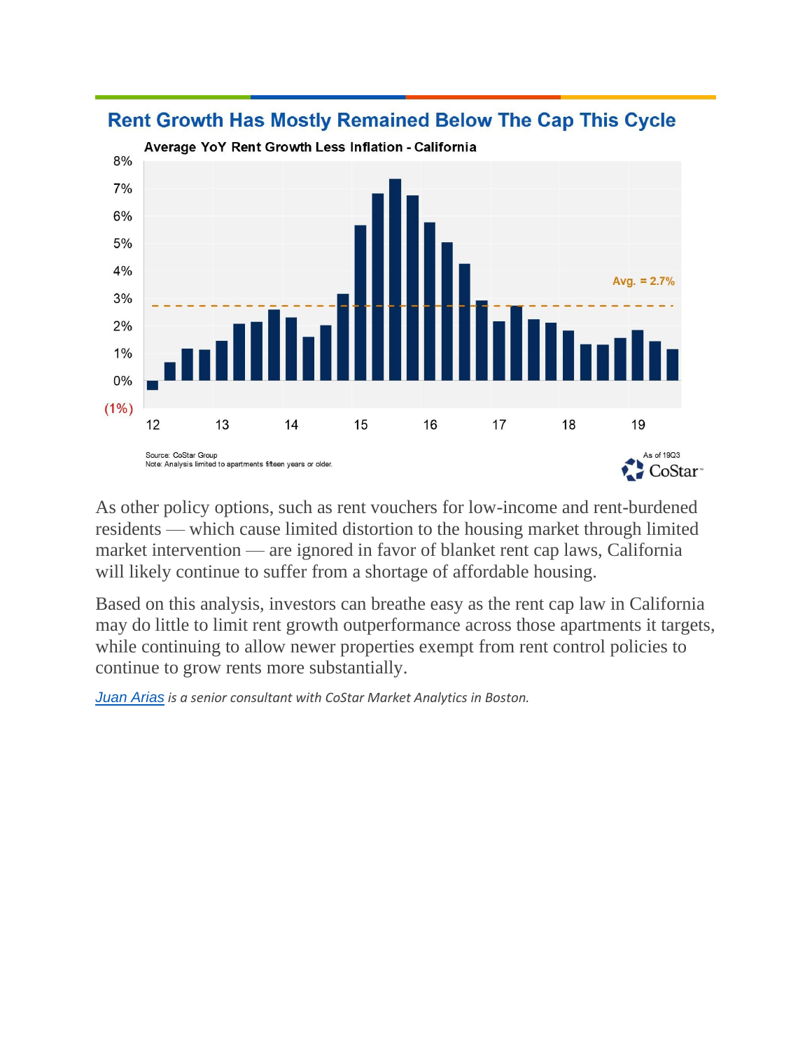## Rent Growth Has Mostly Remained Below The Cap This Cycle

Average YoY Rent Growth Less Inflation - California

8%
7%
6%
5%
4%
3%
2%
1%
0%
(1%)

12 13 14 15 16 17 18 19

Avg. = 2.7%

Source: CoStar Group
Note: Analysis limited to apartments fifteen years or older.

As of 19Q3

CoStar

As other policy options, such as rent vouchers for low-income and rent-burdened residents — which cause limited distortion to the housing market through limited market intervention — are ignored in favor of blanket rent cap laws, California will likely continue to suffer from a shortage of affordable housing.

Based on this analysis, investors can breathe easy as the rent cap law in California may do little to limit rent growth outperformance across those apartments it targets, while continuing to allow newer properties exempt from rent control policies to continue to grow rents more substantially.

*Juan Arias is a senior consultant with CoStar Market Analytics in Boston.*